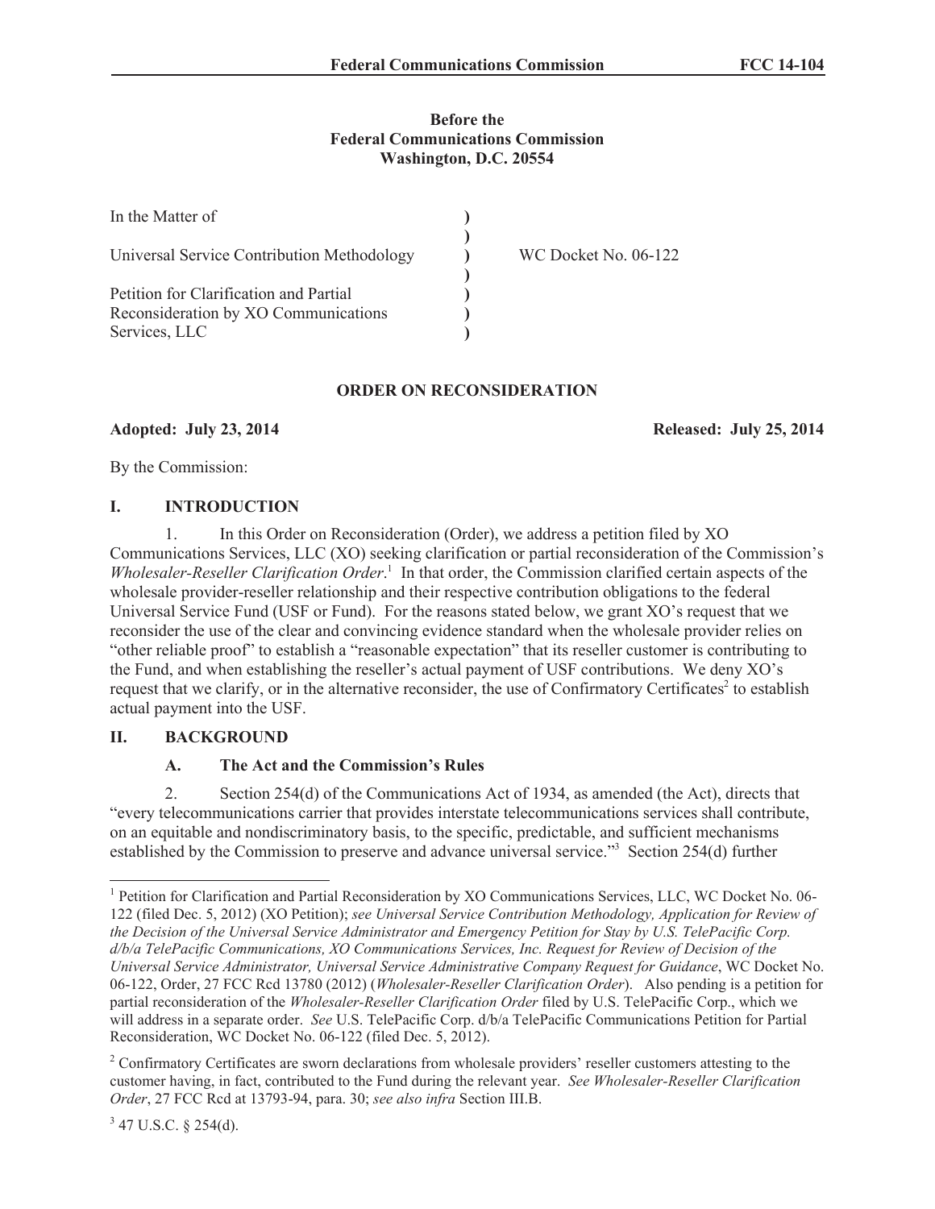**Before the**
**Federal Communications Commission**
**Washington, D.C. 20554**

| | | |
|---|---|---|
| In the Matter of | ) | |
| | ) | |
| Universal Service Contribution Methodology | ) | WC Docket No. 06-122 |
| | ) | |
| Petition for Clarification and Partial Reconsideration by XO Communications Services, LLC | ) | |

**ORDER ON RECONSIDERATION**

**Adopted: July 23, 2014** **Released: July 25, 2014**

By the Commission:

## I. INTRODUCTION

1. In this Order on Reconsideration (Order), we address a petition filed by XO Communications Services, LLC (XO) seeking clarification or partial reconsideration of the Commission's *Wholesaler-Reseller Clarification Order*.[1] In that order, the Commission clarified certain aspects of the wholesale provider-reseller relationship and their respective contribution obligations to the federal Universal Service Fund (USF or Fund). For the reasons stated below, we grant XO's request that we reconsider the use of the clear and convincing evidence standard when the wholesale provider relies on "other reliable proof" to establish a "reasonable expectation" that its reseller customer is contributing to the Fund, and when establishing the reseller's actual payment of USF contributions. We deny XO's request that we clarify, or in the alternative reconsider, the use of Confirmatory Certificates[2] to establish actual payment into the USF.

## II. BACKGROUND

### A. The Act and the Commission's Rules

2. Section 254(d) of the Communications Act of 1934, as amended (the Act), directs that "every telecommunications carrier that provides interstate telecommunications services shall contribute, on an equitable and nondiscriminatory basis, to the specific, predictable, and sufficient mechanisms established by the Commission to preserve and advance universal service."[3] Section 254(d) further

---

[1] Petition for Clarification and Partial Reconsideration by XO Communications Services, LLC, WC Docket No. 06-122 (filed Dec. 5, 2012) (XO Petition); *see Universal Service Contribution Methodology, Application for Review of the Decision of the Universal Service Administrator and Emergency Petition for Stay by U.S. TelePacific Corp. d/b/a TelePacific Communications, XO Communications Services, Inc. Request for Review of Decision of the Universal Service Administrator, Universal Service Administrative Company Request for Guidance*, WC Docket No. 06-122, Order, 27 FCC Rcd 13780 (2012) (*Wholesaler-Reseller Clarification Order*). Also pending is a petition for partial reconsideration of the *Wholesaler-Reseller Clarification Order* filed by U.S. TelePacific Corp., which we will address in a separate order. *See* U.S. TelePacific Corp. d/b/a TelePacific Communications Petition for Partial Reconsideration, WC Docket No. 06-122 (filed Dec. 5, 2012).

[2] Confirmatory Certificates are sworn declarations from wholesale providers' reseller customers attesting to the customer having, in fact, contributed to the Fund during the relevant year. *See Wholesaler-Reseller Clarification Order*, 27 FCC Rcd at 13793-94, para. 30; *see also infra* Section III.B.

[3] 47 U.S.C. § 254(d).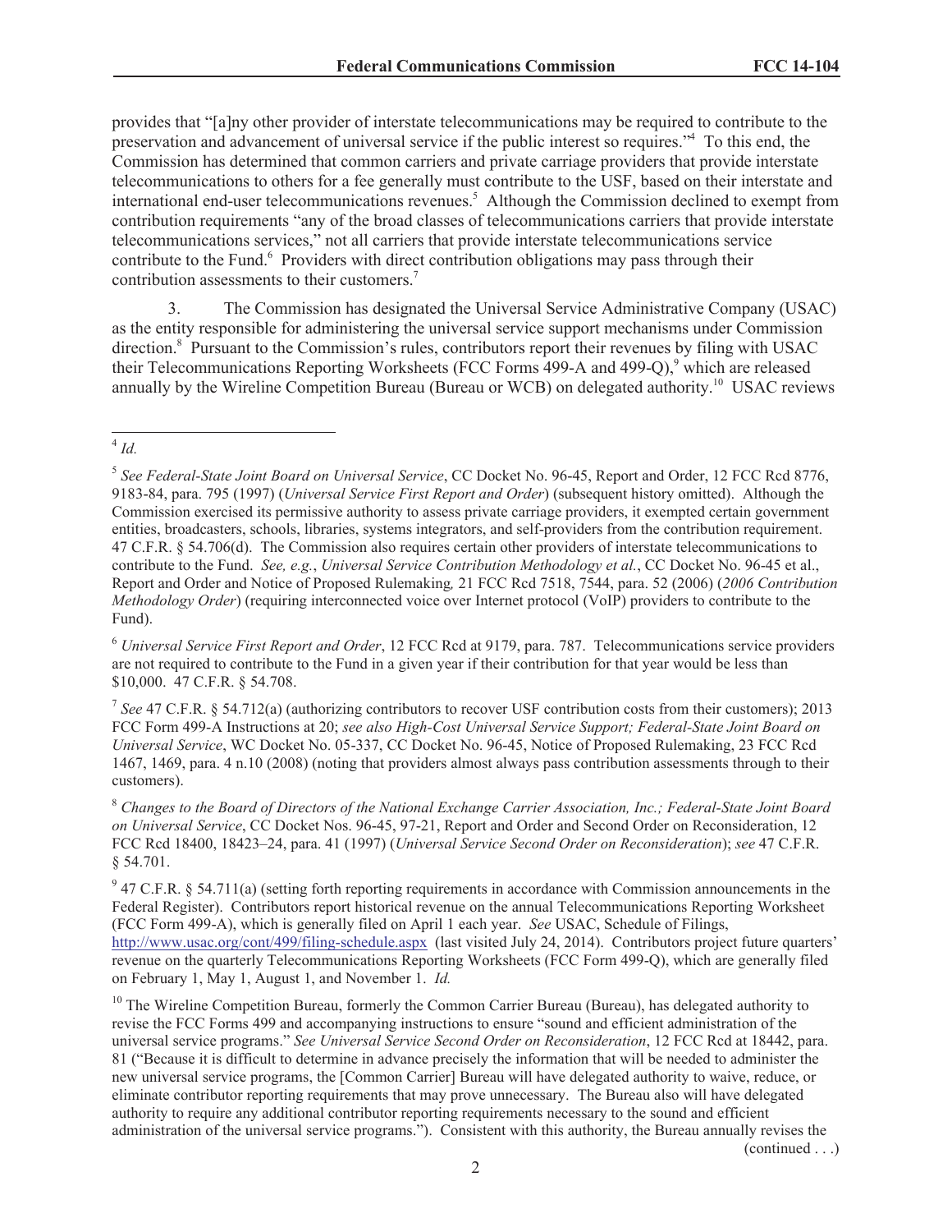provides that "[a]ny other provider of interstate telecommunications may be required to contribute to the preservation and advancement of universal service if the public interest so requires."[4] To this end, the Commission has determined that common carriers and private carriage providers that provide interstate telecommunications to others for a fee generally must contribute to the USF, based on their interstate and international end-user telecommunications revenues.[5] Although the Commission declined to exempt from contribution requirements "any of the broad classes of telecommunications carriers that provide interstate telecommunications services," not all carriers that provide interstate telecommunications service contribute to the Fund.[6] Providers with direct contribution obligations may pass through their contribution assessments to their customers.[7]

3. The Commission has designated the Universal Service Administrative Company (USAC) as the entity responsible for administering the universal service support mechanisms under Commission direction.[8] Pursuant to the Commission's rules, contributors report their revenues by filing with USAC their Telecommunications Reporting Worksheets (FCC Forms 499-A and 499-Q),[9] which are released annually by the Wireline Competition Bureau (Bureau or WCB) on delegated authority.[10] USAC reviews

---

[4] *Id.*

[5] *See Federal-State Joint Board on Universal Service*, CC Docket No. 96-45, Report and Order, 12 FCC Rcd 8776, 9183-84, para. 795 (1997) (*Universal Service First Report and Order*) (subsequent history omitted). Although the Commission exercised its permissive authority to assess private carriage providers, it exempted certain government entities, broadcasters, schools, libraries, systems integrators, and self-providers from the contribution requirement. 47 C.F.R. § 54.706(d). The Commission also requires certain other providers of interstate telecommunications to contribute to the Fund. *See, e.g.*, *Universal Service Contribution Methodology et al.*, CC Docket No. 96-45 et al., Report and Order and Notice of Proposed Rulemaking*,* 21 FCC Rcd 7518, 7544, para. 52 (2006) (*2006 Contribution Methodology Order*) (requiring interconnected voice over Internet protocol (VoIP) providers to contribute to the Fund).

[6] *Universal Service First Report and Order*, 12 FCC Rcd at 9179, para. 787. Telecommunications service providers are not required to contribute to the Fund in a given year if their contribution for that year would be less than $10,000. 47 C.F.R. § 54.708.

[7] *See* 47 C.F.R. § 54.712(a) (authorizing contributors to recover USF contribution costs from their customers); 2013 FCC Form 499-A Instructions at 20; *see also High-Cost Universal Service Support; Federal-State Joint Board on Universal Service*, WC Docket No. 05-337, CC Docket No. 96-45, Notice of Proposed Rulemaking, 23 FCC Rcd 1467, 1469, para. 4 n.10 (2008) (noting that providers almost always pass contribution assessments through to their customers).

[8] *Changes to the Board of Directors of the National Exchange Carrier Association, Inc.; Federal-State Joint Board on Universal Service*, CC Docket Nos. 96-45, 97-21, Report and Order and Second Order on Reconsideration, 12 FCC Rcd 18400, 18423–24, para. 41 (1997) (*Universal Service Second Order on Reconsideration*); *see* 47 C.F.R. § 54.701.

[9] 47 C.F.R. § 54.711(a) (setting forth reporting requirements in accordance with Commission announcements in the Federal Register). Contributors report historical revenue on the annual Telecommunications Reporting Worksheet (FCC Form 499-A), which is generally filed on April 1 each year. *See* USAC, Schedule of Filings, http://www.usac.org/cont/499/filing-schedule.aspx (last visited July 24, 2014). Contributors project future quarters' revenue on the quarterly Telecommunications Reporting Worksheets (FCC Form 499-Q), which are generally filed on February 1, May 1, August 1, and November 1. *Id.*

[10] The Wireline Competition Bureau, formerly the Common Carrier Bureau (Bureau), has delegated authority to revise the FCC Forms 499 and accompanying instructions to ensure "sound and efficient administration of the universal service programs." *See Universal Service Second Order on Reconsideration*, 12 FCC Rcd at 18442, para. 81 ("Because it is difficult to determine in advance precisely the information that will be needed to administer the new universal service programs, the [Common Carrier] Bureau will have delegated authority to waive, reduce, or eliminate contributor reporting requirements that may prove unnecessary. The Bureau also will have delegated authority to require any additional contributor reporting requirements necessary to the sound and efficient administration of the universal service programs."). Consistent with this authority, the Bureau annually revises the

(continued . . .)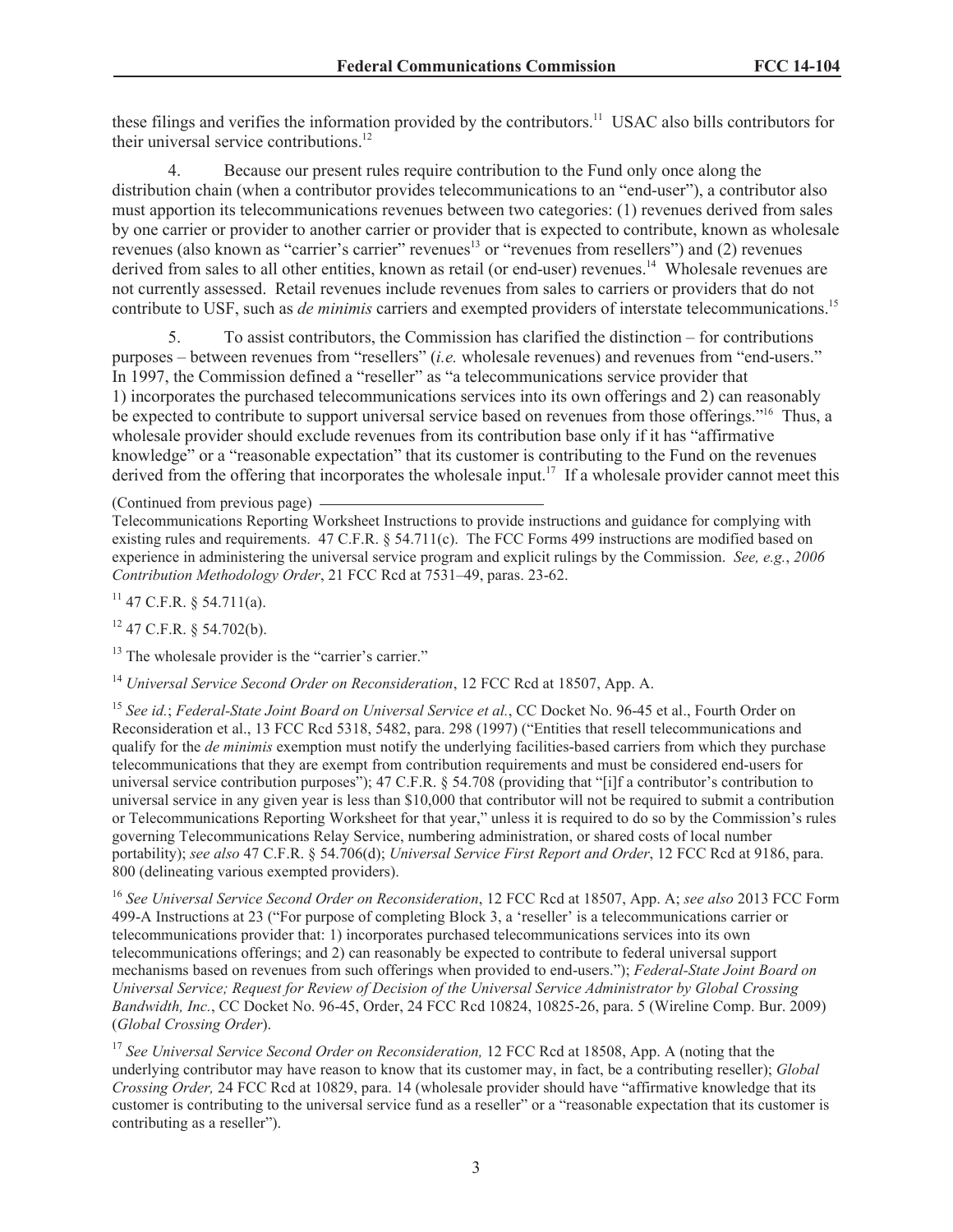these filings and verifies the information provided by the contributors.[11] USAC also bills contributors for their universal service contributions.[12]

4. Because our present rules require contribution to the Fund only once along the distribution chain (when a contributor provides telecommunications to an "end-user"), a contributor also must apportion its telecommunications revenues between two categories: (1) revenues derived from sales by one carrier or provider to another carrier or provider that is expected to contribute, known as wholesale revenues (also known as "carrier's carrier" revenues[13] or "revenues from resellers") and (2) revenues derived from sales to all other entities, known as retail (or end-user) revenues.[14] Wholesale revenues are not currently assessed. Retail revenues include revenues from sales to carriers or providers that do not contribute to USF, such as *de minimis* carriers and exempted providers of interstate telecommunications.[15]

5. To assist contributors, the Commission has clarified the distinction – for contributions purposes – between revenues from "resellers" (*i.e.* wholesale revenues) and revenues from "end-users." In 1997, the Commission defined a "reseller" as "a telecommunications service provider that 1) incorporates the purchased telecommunications services into its own offerings and 2) can reasonably be expected to contribute to support universal service based on revenues from those offerings."[16] Thus, a wholesale provider should exclude revenues from its contribution base only if it has "affirmative knowledge" or a "reasonable expectation" that its customer is contributing to the Fund on the revenues derived from the offering that incorporates the wholesale input.[17] If a wholesale provider cannot meet this

(Continued from previous page)

Telecommunications Reporting Worksheet Instructions to provide instructions and guidance for complying with existing rules and requirements. 47 C.F.R. § 54.711(c). The FCC Forms 499 instructions are modified based on experience in administering the universal service program and explicit rulings by the Commission. *See, e.g.*, *2006 Contribution Methodology Order*, 21 FCC Rcd at 7531–49, paras. 23-62.

[11] 47 C.F.R. § 54.711(a).

[12] 47 C.F.R. § 54.702(b).

[13] The wholesale provider is the "carrier's carrier."

[14] *Universal Service Second Order on Reconsideration*, 12 FCC Rcd at 18507, App. A.

[15] *See id.*; *Federal-State Joint Board on Universal Service et al.*, CC Docket No. 96-45 et al., Fourth Order on Reconsideration et al., 13 FCC Rcd 5318, 5482, para. 298 (1997) ("Entities that resell telecommunications and qualify for the *de minimis* exemption must notify the underlying facilities-based carriers from which they purchase telecommunications that they are exempt from contribution requirements and must be considered end-users for universal service contribution purposes"); 47 C.F.R. § 54.708 (providing that "[i]f a contributor's contribution to universal service in any given year is less than $10,000 that contributor will not be required to submit a contribution or Telecommunications Reporting Relay Service, numbering administration, or shared costs of local number portability); *see also* 47 C.F.R. § 54.706(d); *Universal Service First Report and Order*, 12 FCC Rcd at 9186, para. 800 (delineating various exempted providers).

[16] *See Universal Service Second Order on Reconsideration*, 12 FCC Rcd at 18507, App. A; *see also* 2013 FCC Form 499-A Instructions at 23 ("For purpose of completing Block 3, a 'reseller' is a telecommunications carrier or telecommunications provider that: 1) incorporates purchased telecommunications services into its own telecommunications offerings; and 2) can reasonably be expected to contribute to federal universal support mechanisms based on revenues from such offerings when provided to end-users."); *Federal-State Joint Board on Universal Service; Request for Review of Decision of the Universal Service Administrator by Global Crossing Bandwidth, Inc.*, CC Docket No. 96-45, Order, 24 FCC Rcd 10824, 10825-26, para. 5 (Wireline Comp. Bur. 2009) (*Global Crossing Order*).

[17] *See Universal Service Second Order on Reconsideration,* 12 FCC Rcd at 18508, App. A (noting that the underlying contributor may have reason to know that its customer may, in fact, be a contributing reseller); *Global Crossing Order,* 24 FCC Rcd at 10829, para. 14 (wholesale provider should have "affirmative knowledge that its customer is contributing to the universal service fund as a reseller" or a "reasonable expectation that its customer is contributing as a reseller").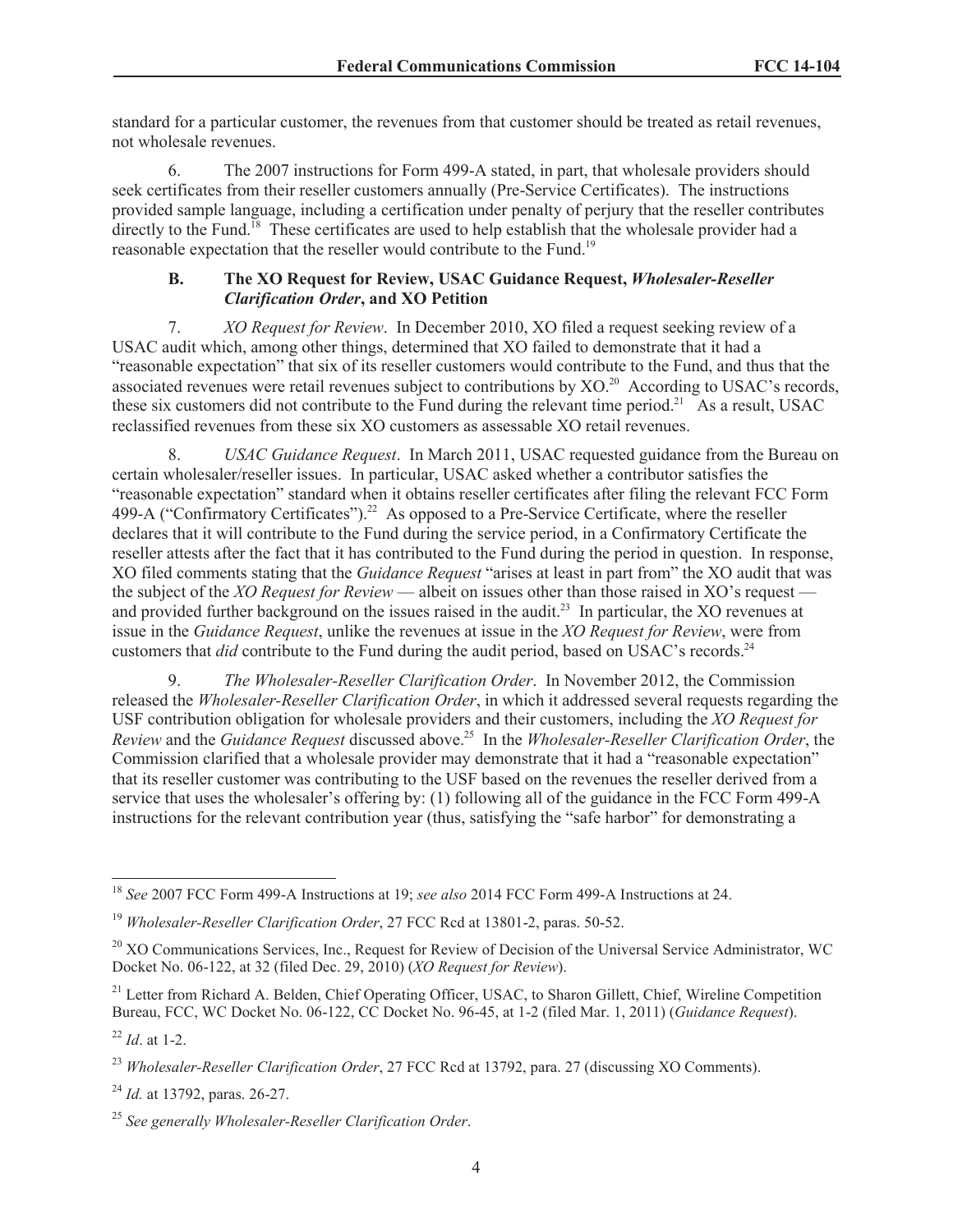standard for a particular customer, the revenues from that customer should be treated as retail revenues, not wholesale revenues.

6. The 2007 instructions for Form 499-A stated, in part, that wholesale providers should seek certificates from their reseller customers annually (Pre-Service Certificates). The instructions provided sample language, including a certification under penalty of perjury that the reseller contributes directly to the Fund.[18] These certificates are used to help establish that the wholesale provider had a reasonable expectation that the reseller would contribute to the Fund.[19]

### B. The XO Request for Review, USAC Guidance Request, *Wholesaler-Reseller Clarification Order*, and XO Petition

7. *XO Request for Review*. In December 2010, XO filed a request seeking review of a USAC audit which, among other things, determined that XO failed to demonstrate that it had a "reasonable expectation" that six of its reseller customers would contribute to the Fund, and thus that the associated revenues were retail revenues subject to contributions by XO.[20] According to USAC's records, these six customers did not contribute to the Fund during the relevant time period.[21] As a result, USAC reclassified revenues from these six XO customers as assessable XO retail revenues.

8. *USAC Guidance Request*. In March 2011, USAC requested guidance from the Bureau on certain wholesaler/reseller issues. In particular, USAC asked whether a contributor satisfies the "reasonable expectation" standard when it obtains reseller certificates after filing the relevant FCC Form 499-A ("Confirmatory Certificates").[22] As opposed to a Pre-Service Certificate, where the reseller declares that it will contribute to the Fund during the service period, in a Confirmatory Certificate the reseller attests after the fact that it has contributed to the Fund during the period in question. In response, XO filed comments stating that the *Guidance Request* "arises at least in part from" the XO audit that was the subject of the *XO Request for Review* — albeit on issues other than those raised in XO's request — and provided further background on the issues raised in the audit.[23] In particular, the XO revenues at issue in the *Guidance Request*, unlike the revenues at issue in the *XO Request for Review*, were from customers that *did* contribute to the Fund during the audit period, based on USAC's records.[24]

9. *The Wholesaler-Reseller Clarification Order*. In November 2012, the Commission released the *Wholesaler-Reseller Clarification Order*, in which it addressed several requests regarding the USF contribution obligation for wholesale providers and their customers, including the *XO Request for Review* and the *Guidance Request* discussed above.[25] In the *Wholesaler-Reseller Clarification Order*, the Commission clarified that a wholesale provider may demonstrate that it had a "reasonable expectation" that its reseller customer was contributing to the USF based on the revenues the reseller derived from a service that uses the wholesaler's offering by: (1) following all of the guidance in the FCC Form 499-A instructions for the relevant contribution year (thus, satisfying the "safe harbor" for demonstrating a

---

[18] *See* 2007 FCC Form 499-A Instructions at 19; *see also* 2014 FCC Form 499-A Instructions at 24.

[19] *Wholesaler-Reseller Clarification Order*, 27 FCC Rcd at 13801-2, paras. 50-52.

[20] XO Communications Services, Inc., Request for Review of Decision of the Universal Service Administrator, WC Docket No. 06-122, at 32 (filed Dec. 29, 2010) (*XO Request for Review*).

[21] Letter from Richard A. Belden, Chief Operating Officer, USAC, to Sharon Gillett, Chief, Wireline Competition Bureau, FCC, WC Docket No. 06-122, CC Docket No. 96-45, at 1-2 (filed Mar. 1, 2011) (*Guidance Request*).

[22] *Id*. at 1-2.

[23] *Wholesaler-Reseller Clarification Order*, 27 FCC Rcd at 13792, para. 27 (discussing XO Comments).

[24] *Id.* at 13792, paras. 26-27.

[25] *See generally Wholesaler-Reseller Clarification Order*.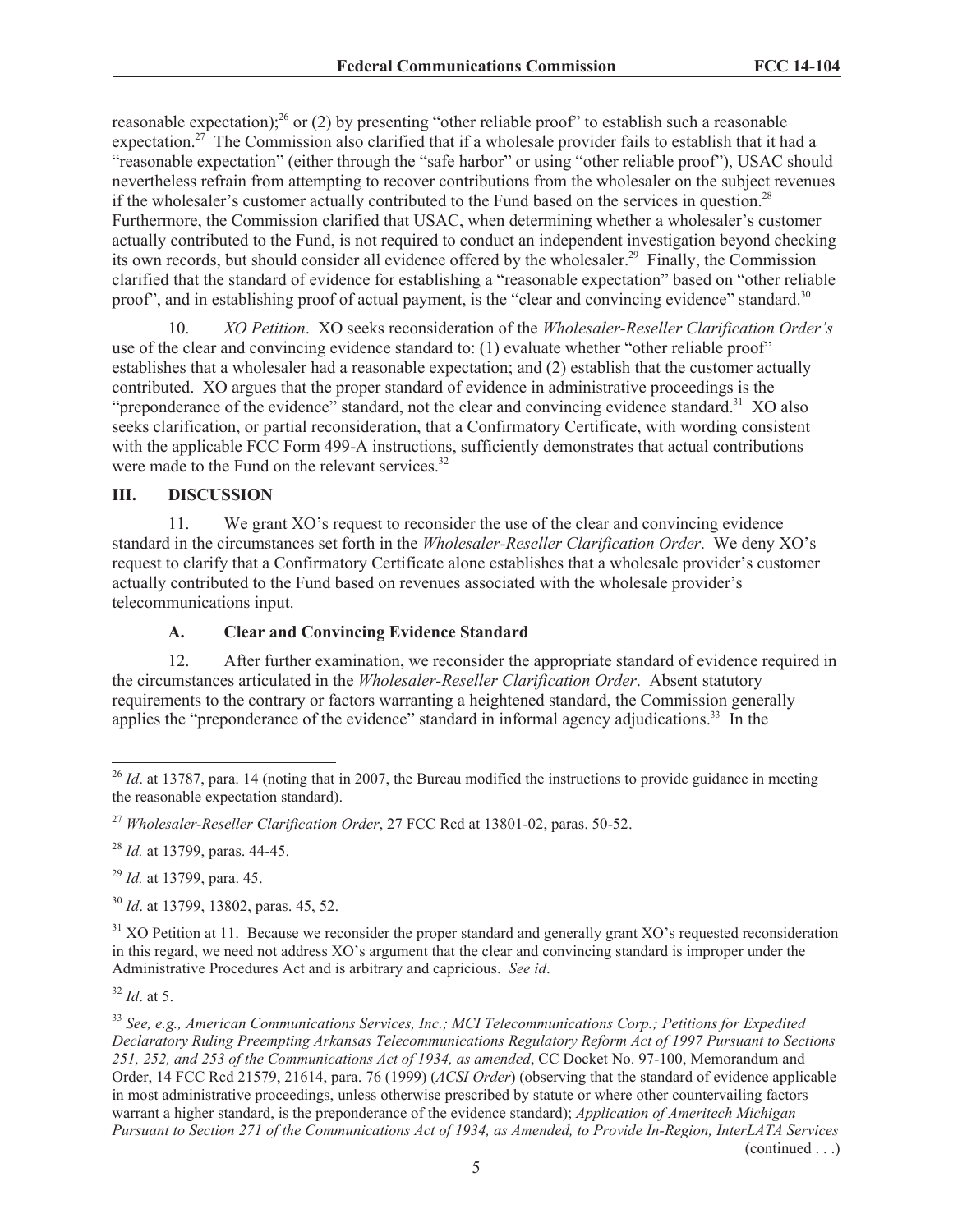reasonable expectation);[26] or (2) by presenting "other reliable proof" to establish such a reasonable expectation.[27] The Commission also clarified that if a wholesale provider fails to establish that it had a "reasonable expectation" (either through the "safe harbor" or using "other reliable proof"), USAC should nevertheless refrain from attempting to recover contributions from the wholesaler on the subject revenues if the wholesaler's customer actually contributed to the Fund based on the services in question.[28] Furthermore, the Commission clarified that USAC, when determining whether a wholesaler's customer actually contributed to the Fund, is not required to conduct an independent investigation beyond checking its own records, but should consider all evidence offered by the wholesaler.[29] Finally, the Commission clarified that the standard of evidence for establishing a "reasonable expectation" based on "other reliable proof", and in establishing proof of actual payment, is the "clear and convincing evidence" standard.[30]

10. *XO Petition*. XO seeks reconsideration of the *Wholesaler-Reseller Clarification Order's* use of the clear and convincing evidence standard to: (1) evaluate whether "other reliable proof" establishes that a wholesaler had a reasonable expectation; and (2) establish that the customer actually contributed. XO argues that the proper standard of evidence in administrative proceedings is the "preponderance of the evidence" standard, not the clear and convincing evidence standard.[31] XO also seeks clarification, or partial reconsideration, that a Confirmatory Certificate, with wording consistent with the applicable FCC Form 499-A instructions, sufficiently demonstrates that actual contributions were made to the Fund on the relevant services.[32]

## III. DISCUSSION

11. We grant XO's request to reconsider the use of the clear and convincing evidence standard in the circumstances set forth in the *Wholesaler-Reseller Clarification Order*. We deny XO's request to clarify that a Confirmatory Certificate alone establishes that a wholesale provider's customer actually contributed to the Fund based on revenues associated with the wholesale provider's telecommunications input.

### A. Clear and Convincing Evidence Standard

12. After further examination, we reconsider the appropriate standard of evidence required in the circumstances articulated in the *Wholesaler-Reseller Clarification Order*. Absent statutory requirements to the contrary or factors warranting a heightened standard, the Commission generally applies the "preponderance of the evidence" standard in informal agency adjudications.[33] In the

---

[26] *Id*. at 13787, para. 14 (noting that in 2007, the Bureau modified the instructions to provide guidance in meeting the reasonable expectation standard).

[27] *Wholesaler-Reseller Clarification Order*, 27 FCC Rcd at 13801-02, paras. 50-52.

[28] *Id.* at 13799, paras. 44-45.

[29] *Id.* at 13799, para. 45.

[30] *Id*. at 13799, 13802, paras. 45, 52.

[31] XO Petition at 11. Because we reconsider the proper standard and generally grant XO's requested reconsideration in this regard, we need not address XO's argument that the clear and convincing standard is improper under the Administrative Procedures Act and is arbitrary and capricious. *See id*.

[32] *Id*. at 5.

[33] *See, e.g., American Communications Services, Inc.; MCI Telecommunications Corp.; Petitions for Expedited Declaratory Ruling Preempting Arkansas Telecommunications Regulatory Reform Act of 1997 Pursuant to Sections 251, 252, and 253 of the Communications Act of 1934, as amended*, CC Docket No. 97-100, Memorandum and Order, 14 FCC Rcd 21579, 21614, para. 76 (1999) (*ACSI Order*) (observing that the standard of evidence applicable in most administrative proceedings, unless otherwise prescribed by statute or where other countervailing factors warrant a higher standard, is the preponderance of the evidence standard); *Application of Ameritech Michigan Pursuant to Section 271 of the Communications Act of 1934, as Amended, to Provide In-Region, InterLATA Services*

(continued . . .)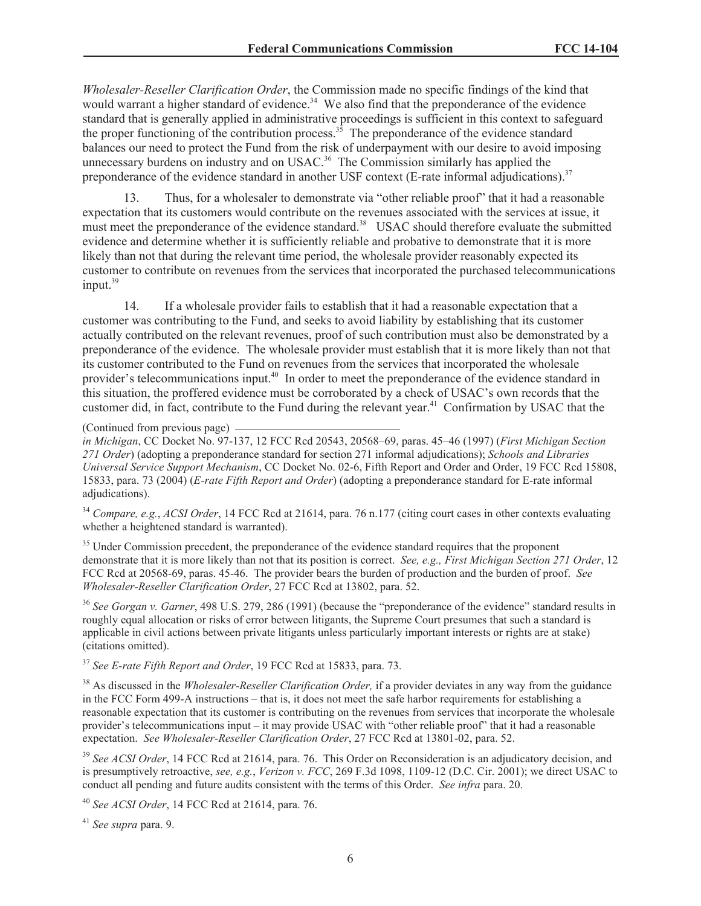*Wholesaler-Reseller Clarification Order*, the Commission made no specific findings of the kind that would warrant a higher standard of evidence.[34] We also find that the preponderance of the evidence standard that is generally applied in administrative proceedings is sufficient in this context to safeguard the proper functioning of the contribution process.[35] The preponderance of the evidence standard balances our need to protect the Fund from the risk of underpayment with our desire to avoid imposing unnecessary burdens on industry and on USAC.[36] The Commission similarly has applied the preponderance of the evidence standard in another USF context (E-rate informal adjudications).[37]

13. Thus, for a wholesaler to demonstrate via "other reliable proof" that it had a reasonable expectation that its customers would contribute on the revenues associated with the services at issue, it must meet the preponderance of the evidence standard.[38] USAC should therefore evaluate the submitted evidence and determine whether it is sufficiently reliable and probative to demonstrate that it is more likely than not that during the relevant time period, the wholesale provider reasonably expected its customer to contribute on revenues from the services that incorporated the purchased telecommunications input.[39]

14. If a wholesale provider fails to establish that it had a reasonable expectation that a customer was contributing to the Fund, and seeks to avoid liability by establishing that its customer actually contributed on the relevant revenues, proof of such contribution must also be demonstrated by a preponderance of the evidence. The wholesale provider must establish that it is more likely than not that its customer contributed to the Fund on revenues from the services that incorporated the wholesale provider's telecommunications input.[40] In order to meet the preponderance of the evidence standard in this situation, the proffered evidence must be corroborated by a check of USAC's own records that the customer did, in fact, contribute to the Fund during the relevant year.[41] Confirmation by USAC that the

(Continued from previous page)

*in Michigan*, CC Docket No. 97-137, 12 FCC Rcd 20543, 20568–69, paras. 45–46 (1997) (*First Michigan Section 271 Order*) (adopting a preponderance standard for section 271 informal adjudications); *Schools and Libraries Universal Service Support Mechanism*, CC Docket No. 02-6, Fifth Report and Order and Order, 19 FCC Rcd 15808, 15833, para. 73 (2004) (*E-rate Fifth Report and Order*) (adopting a preponderance standard for E-rate informal adjudications).

[34] *Compare, e.g.*, *ACSI Order*, 14 FCC Rcd at 21614, para. 76 n.177 (citing court cases in other contexts evaluating whether a heightened standard is warranted).

[35] Under Commission precedent, the preponderance of the evidence standard requires that the proponent demonstrate that it is more likely than not that its position is correct. *See, e.g., First Michigan Section 271 Order*, 12 FCC Rcd at 20568-69, paras. 45-46. The provider bears the burden of production and the burden of proof. *See Wholesaler-Reseller Clarification Order*, 27 FCC Rcd at 13802, para. 52.

[36] *See Gorgan v. Garner*, 498 U.S. 279, 286 (1991) (because the "preponderance of the evidence" standard results in roughly equal allocation or risks of error between litigants, the Supreme Court presumes that such a standard is applicable in civil actions between private litigants unless particularly important interests or rights are at stake) (citations omitted).

[37] *See E-rate Fifth Report and Order*, 19 FCC Rcd at 15833, para. 73.

[38] As discussed in the *Wholesaler-Reseller Clarification Order,* if a provider deviates in any way from the guidance in the FCC Form 499-A instructions – that is, it does not meet the safe harbor requirements for establishing a reasonable expectation that its customer is contributing on the revenues from services that incorporate the wholesale provider's telecommunications input – it may provide USAC with "other reliable proof" that it had a reasonable expectation. *See Wholesaler-Reseller Clarification Order*, 27 FCC Rcd at 13801-02, para. 52.

[39] *See ACSI Order*, 14 FCC Rcd at 21614, para. 76. This Order on Reconsideration is an adjudicatory decision, and is presumptively retroactive, *see, e.g.*, *Verizon v. FCC*, 269 F.3d 1098, 1109-12 (D.C. Cir. 2001); we direct USAC to conduct all pending and future audits consistent with the terms of this Order. *See infra* para. 20.

[40] *See ACSI Order*, 14 FCC Rcd at 21614, para. 76.

[41] *See supra* para. 9.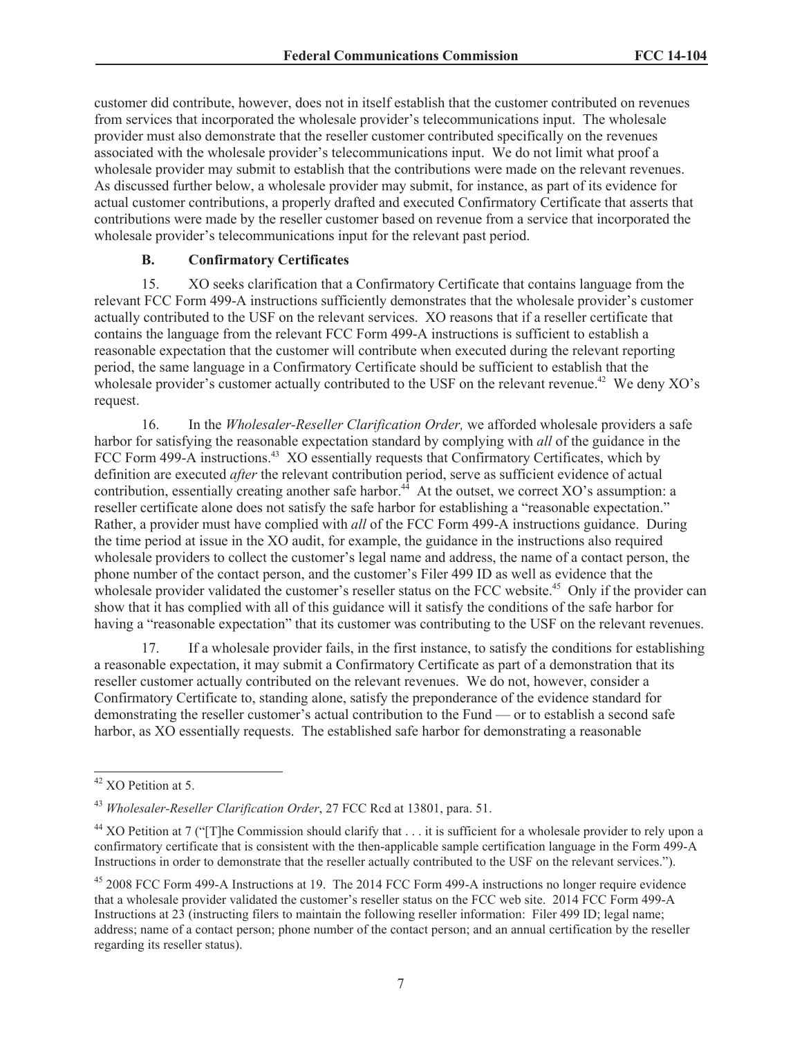customer did contribute, however, does not in itself establish that the customer contributed on revenues from services that incorporated the wholesale provider's telecommunications input. The wholesale provider must also demonstrate that the reseller customer contributed specifically on the revenues associated with the wholesale provider's telecommunications input. We do not limit what proof a wholesale provider may submit to establish that the contributions were made on the relevant revenues. As discussed further below, a wholesale provider may submit, for instance, as part of its evidence for actual customer contributions, a properly drafted and executed Confirmatory Certificate that asserts that contributions were made by the reseller customer based on revenue from a service that incorporated the wholesale provider's telecommunications input for the relevant past period.

### B. Confirmatory Certificates

15. XO seeks clarification that a Confirmatory Certificate that contains language from the relevant FCC Form 499-A instructions sufficiently demonstrates that the wholesale provider's customer actually contributed to the USF on the relevant services. XO reasons that if a reseller certificate that contains the language from the relevant FCC Form 499-A instructions is sufficient to establish a reasonable expectation that the customer will contribute when executed during the relevant reporting period, the same language in a Confirmatory Certificate should be sufficient to establish that the wholesale provider's customer actually contributed to the USF on the relevant revenue.[42] We deny XO's request.

16. In the *Wholesaler-Reseller Clarification Order,* we afforded wholesale providers a safe harbor for satisfying the reasonable expectation standard by complying with *all* of the guidance in the FCC Form 499-A instructions.[43] XO essentially requests that Confirmatory Certificates, which by definition are executed *after* the relevant contribution period, serve as sufficient evidence of actual contribution, essentially creating another safe harbor.[44] At the outset, we correct XO's assumption: a reseller certificate alone does not satisfy the safe harbor for establishing a "reasonable expectation." Rather, a provider must have complied with *all* of the FCC Form 499-A instructions guidance. During the time period at issue in the XO audit, for example, the guidance in the instructions also required wholesale providers to collect the customer's legal name and address, the name of a contact person, the phone number of the contact person, and the customer's Filer 499 ID as well as evidence that the wholesale provider validated the customer's reseller status on the FCC website.[45] Only if the provider can show that it has complied with all of this guidance will it satisfy the conditions of the safe harbor for having a "reasonable expectation" that its customer was contributing to the USF on the relevant revenues.

17. If a wholesale provider fails, in the first instance, to satisfy the conditions for establishing a reasonable expectation, it may submit a Confirmatory Certificate as part of a demonstration that its reseller customer actually contributed on the relevant revenues. We do not, however, consider a Confirmatory Certificate to, standing alone, satisfy the preponderance of the evidence standard for demonstrating the reseller customer's actual contribution to the Fund — or to establish a second safe harbor, as XO essentially requests. The established safe harbor for demonstrating a reasonable

---

[42] XO Petition at 5.

[43] *Wholesaler-Reseller Clarification Order*, 27 FCC Rcd at 13801, para. 51.

[44] XO Petition at 7 ("[T]he Commission should clarify that . . . it is sufficient for a wholesale provider to rely upon a confirmatory certificate that is consistent with the then-applicable sample certification language in the Form 499-A Instructions in order to demonstrate that the reseller actually contributed to the USF on the relevant services.").

[45] 2008 FCC Form 499-A Instructions at 19. The 2014 FCC Form 499-A instructions no longer require evidence that a wholesale provider validated the customer's reseller status on the FCC web site. 2014 FCC Form 499-A Instructions at 23 (instructing filers to maintain the following reseller information: Filer 499 ID; legal name; address; name of a contact person; phone number of the contact person; and an annual certification by the reseller regarding its reseller status).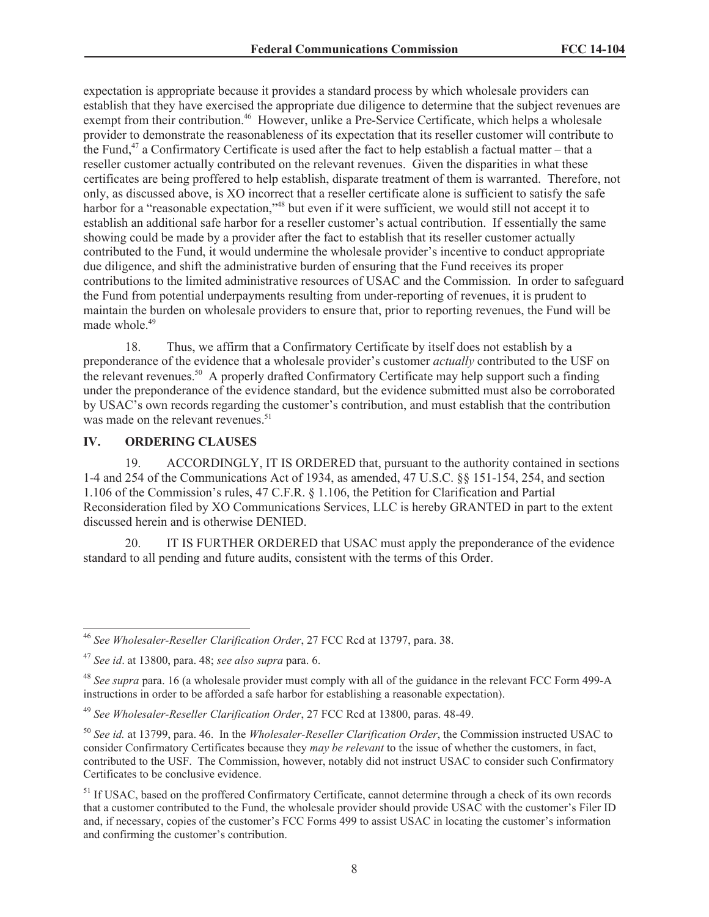expectation is appropriate because it provides a standard process by which wholesale providers can establish that they have exercised the appropriate due diligence to determine that the subject revenues are exempt from their contribution.[46] However, unlike a Pre-Service Certificate, which helps a wholesale provider to demonstrate the reasonableness of its expectation that its reseller customer will contribute to the Fund,[47] a Confirmatory Certificate is used after the fact to help establish a factual matter – that a reseller customer actually contributed on the relevant revenues. Given the disparities in what these certificates are being proffered to help establish, disparate treatment of them is warranted. Therefore, not only, as discussed above, is XO incorrect that a reseller certificate alone is sufficient to satisfy the safe harbor for a "reasonable expectation,"[48] but even if it were sufficient, we would still not accept it to establish an additional safe harbor for a reseller customer's actual contribution. If essentially the same showing could be made by a provider after the fact to establish that its reseller customer actually contributed to the Fund, it would undermine the wholesale provider's incentive to conduct appropriate due diligence, and shift the administrative burden of ensuring that the Fund receives its proper contributions to the limited administrative resources of USAC and the Commission. In order to safeguard the Fund from potential underpayments resulting from under-reporting of revenues, it is prudent to maintain the burden on wholesale providers to ensure that, prior to reporting revenues, the Fund will be made whole.[49]

18. Thus, we affirm that a Confirmatory Certificate by itself does not establish by a preponderance of the evidence that a wholesale provider's customer *actually* contributed to the USF on the relevant revenues.[50] A properly drafted Confirmatory Certificate may help support such a finding under the preponderance of the evidence standard, but the evidence submitted must also be corroborated by USAC's own records regarding the customer's contribution, and must establish that the contribution was made on the relevant revenues.[51]

## IV. ORDERING CLAUSES

19. ACCORDINGLY, IT IS ORDERED that, pursuant to the authority contained in sections 1-4 and 254 of the Communications Act of 1934, as amended, 47 U.S.C. §§ 151-154, 254, and section 1.106 of the Commission's rules, 47 C.F.R. § 1.106, the Petition for Clarification and Partial Reconsideration filed by XO Communications Services, LLC is hereby GRANTED in part to the extent discussed herein and is otherwise DENIED.

20. IT IS FURTHER ORDERED that USAC must apply the preponderance of the evidence standard to all pending and future audits, consistent with the terms of this Order.

---

[46] *See Wholesaler-Reseller Clarification Order*, 27 FCC Rcd at 13797, para. 38.

[47] *See id*. at 13800, para. 48; *see also supra* para. 6.

[48] *See supra* para. 16 (a wholesale provider must comply with all of the guidance in the relevant FCC Form 499-A instructions in order to be afforded a safe harbor for establishing a reasonable expectation).

[49] *See Wholesaler-Reseller Clarification Order*, 27 FCC Rcd at 13800, paras. 48-49.

[50] *See id.* at 13799, para. 46. In the *Wholesaler-Reseller Clarification Order*, the Commission instructed USAC to consider Confirmatory Certificates because they *may be relevant* to the issue of whether the customers, in fact, contributed to the USF. The Commission, however, notably did not instruct USAC to consider such Confirmatory Certificates to be conclusive evidence.

[51] If USAC, based on the proffered Confirmatory Certificate, cannot determine through a check of its own records that a customer contributed to the Fund, the wholesale provider should provide USAC with the customer's Filer ID and, if necessary, copies of the customer's FCC Forms 499 to assist USAC in locating the customer's information and confirming the customer's contribution.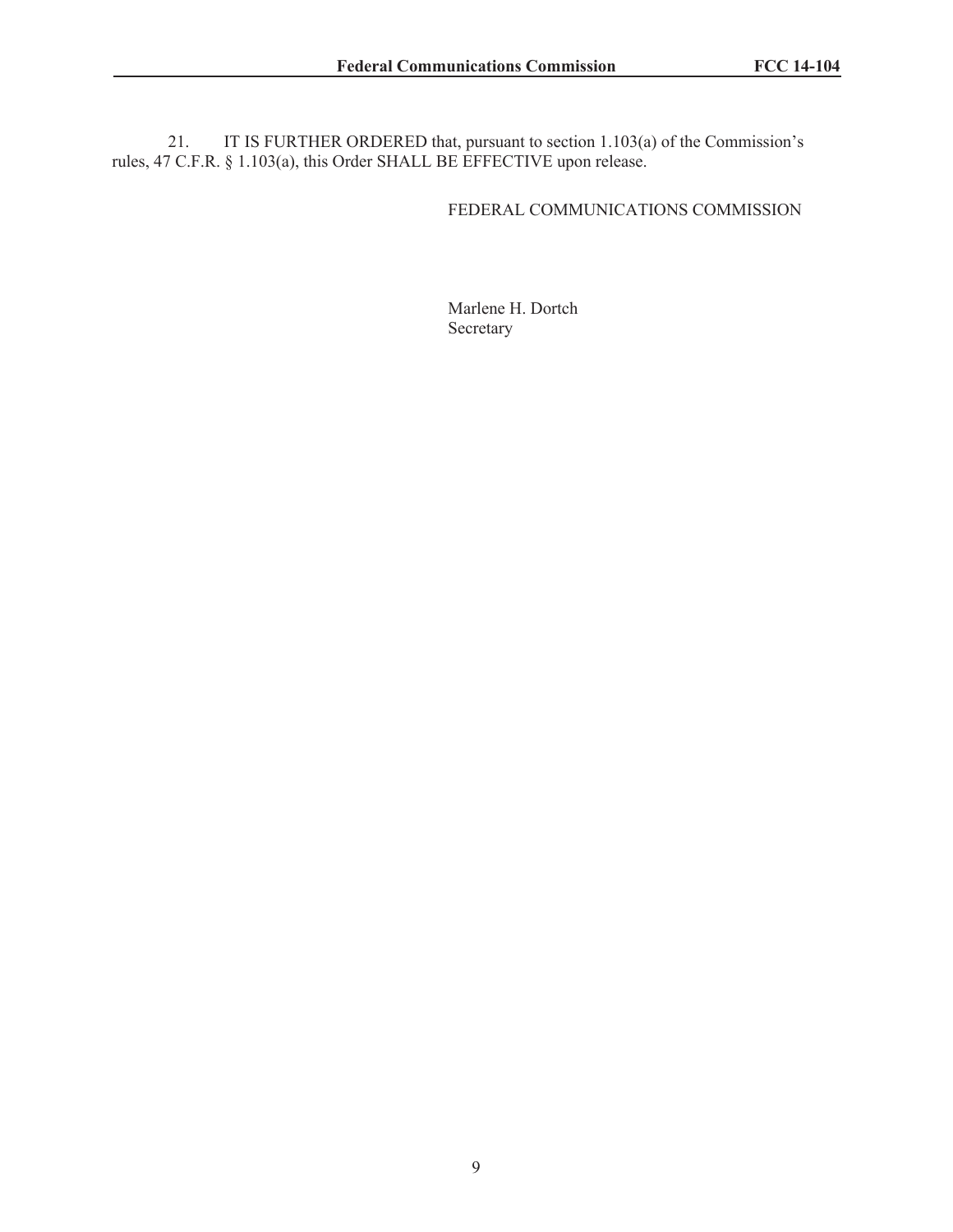21. IT IS FURTHER ORDERED that, pursuant to section 1.103(a) of the Commission's rules, 47 C.F.R. § 1.103(a), this Order SHALL BE EFFECTIVE upon release.

FEDERAL COMMUNICATIONS COMMISSION

Marlene H. Dortch
Secretary